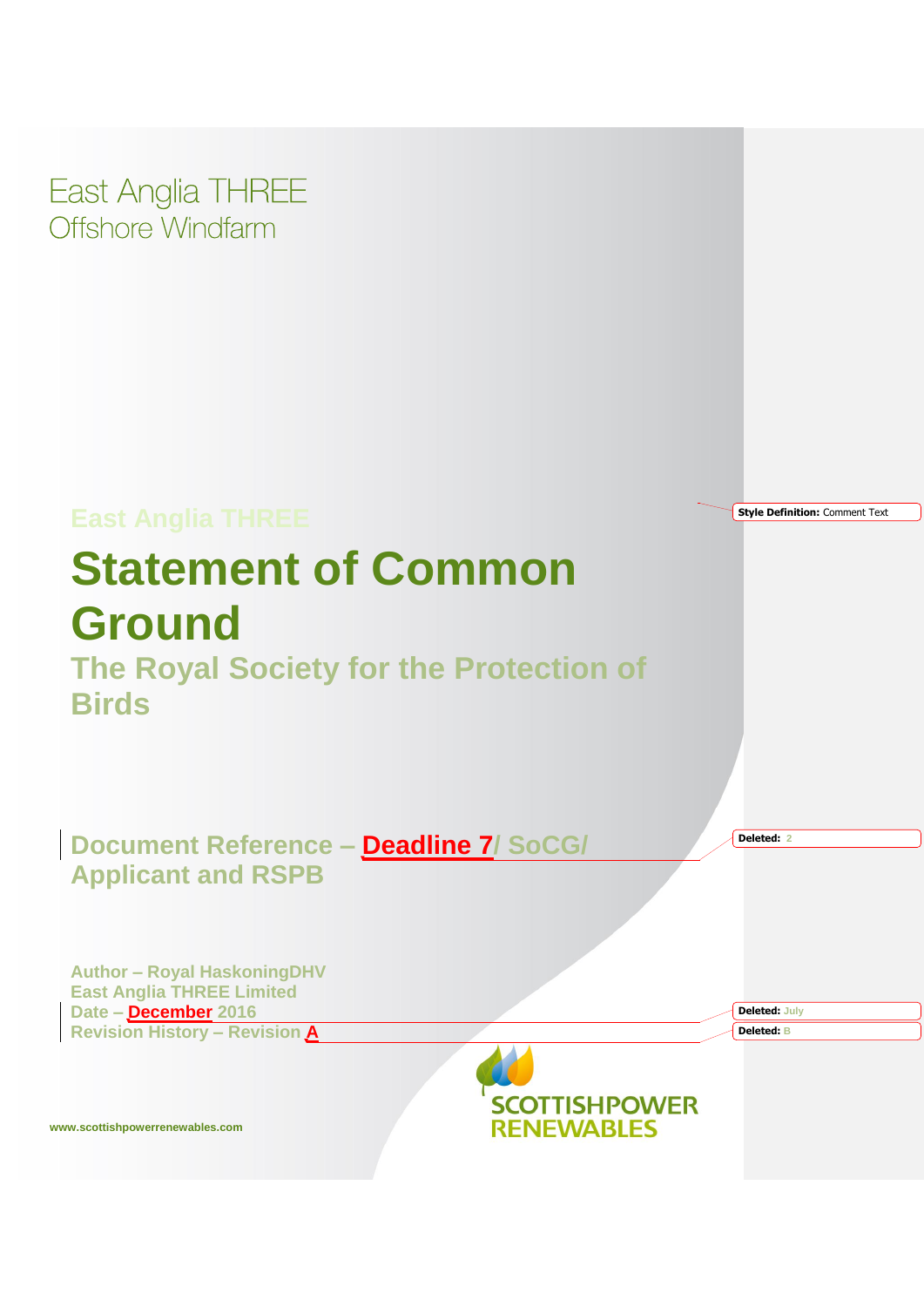East Anglia THREE
Offshore Windfarm

East Anglia THREE

# Statement of Common Ground

## The Royal Society for the Protection of Birds

Document Reference – Deadline 7/ SoCG/ Applicant and RSPB

Author – Royal HaskoningDHV
East Anglia THREE Limited
Date – December 2016
Revision History – Revision A

SCOTTISHPOWER RENEWABLES

www.scottishpowerrenewables.com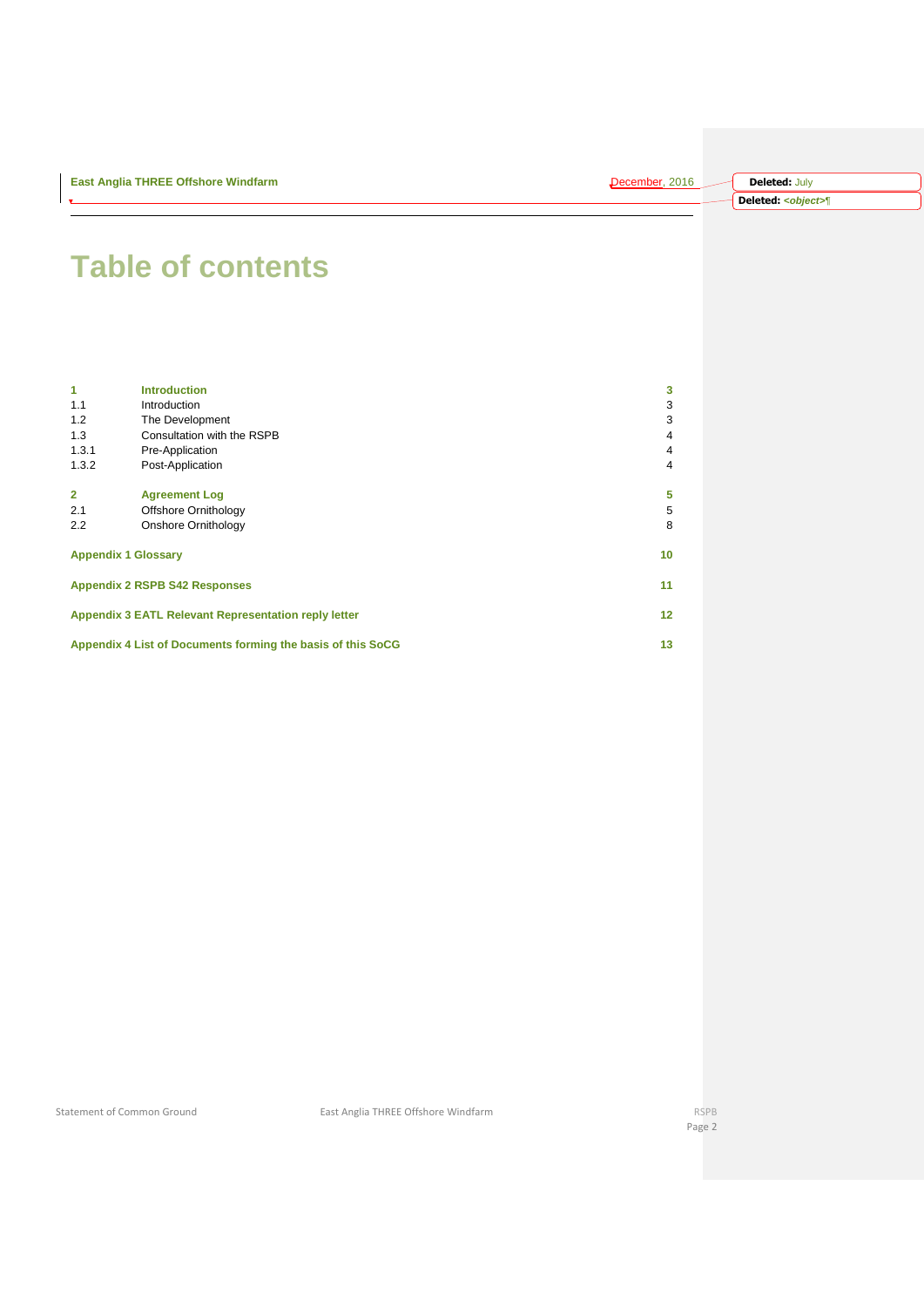# Table of contents

| | | |
|---|---|---|
| **1** | **Introduction** | **3** |
| 1.1 | Introduction | 3 |
| 1.2 | The Development | 3 |
| 1.3 | Consultation with the RSPB | 4 |
| 1.3.1 | Pre-Application | 4 |
| 1.3.2 | Post-Application | 4 |
| **2** | **Agreement Log** | **5** |
| 2.1 | Offshore Ornithology | 5 |
| 2.2 | Onshore Ornithology | 8 |
| **Appendix 1 Glossary** | | **10** |
| **Appendix 2 RSPB S42 Responses** | | **11** |
| **Appendix 3 EATL Relevant Representation reply letter** | | **12** |
| **Appendix 4 List of Documents forming the basis of this SoCG** | | **13** |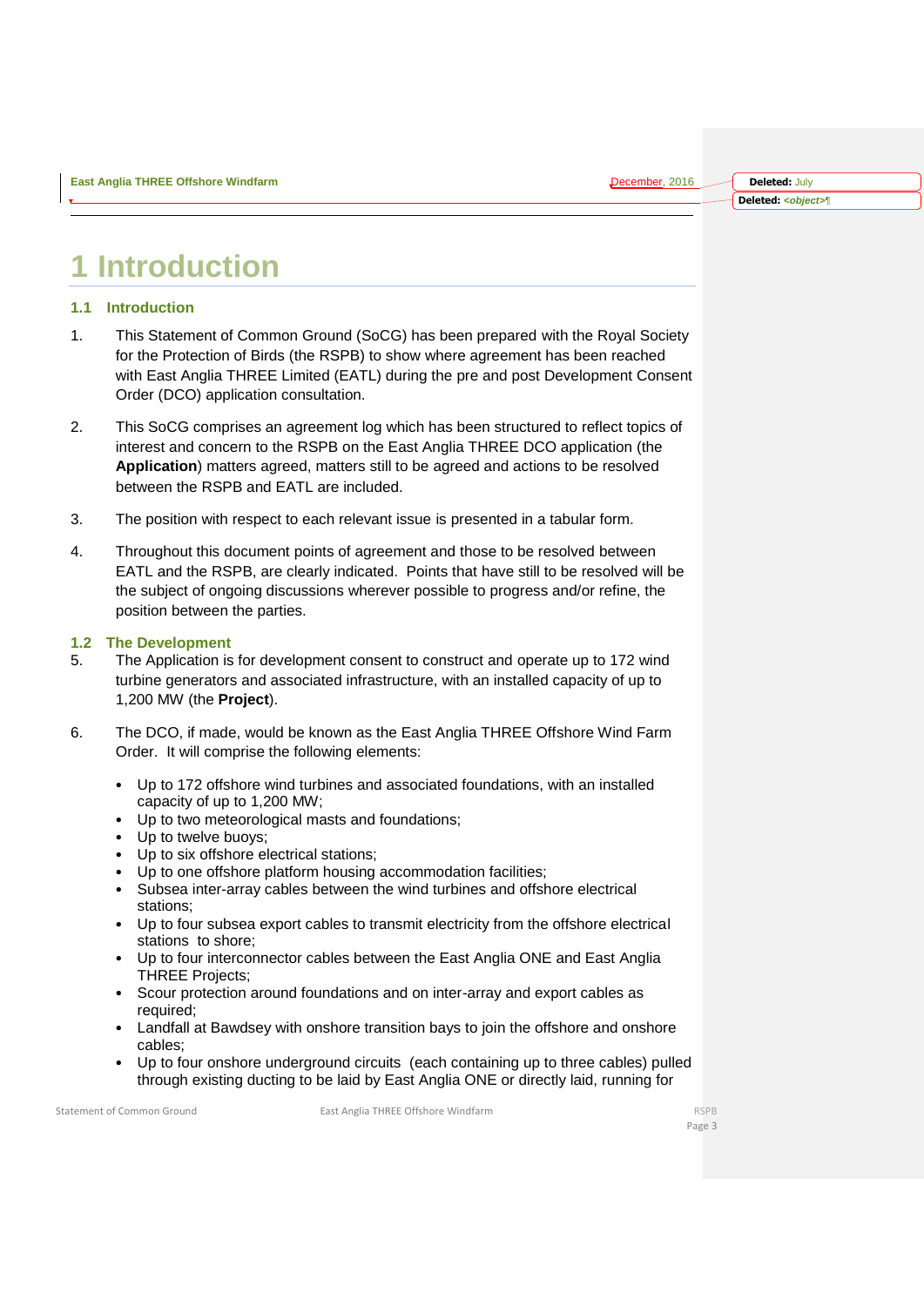# 1 Introduction

## 1.1 Introduction

1. This Statement of Common Ground (SoCG) has been prepared with the Royal Society for the Protection of Birds (the RSPB) to show where agreement has been reached with East Anglia THREE Limited (EATL) during the pre and post Development Consent Order (DCO) application consultation.

2. This SoCG comprises an agreement log which has been structured to reflect topics of interest and concern to the RSPB on the East Anglia THREE DCO application (the **Application**) matters agreed, matters still to be agreed and actions to be resolved between the RSPB and EATL are included.

3. The position with respect to each relevant issue is presented in a tabular form.

4. Throughout this document points of agreement and those to be resolved between EATL and the RSPB, are clearly indicated. Points that have still to be resolved will be the subject of ongoing discussions wherever possible to progress and/or refine, the position between the parties.

## 1.2 The Development

5. The Application is for development consent to construct and operate up to 172 wind turbine generators and associated infrastructure, with an installed capacity of up to 1,200 MW (the **Project**).

6. The DCO, if made, would be known as the East Anglia THREE Offshore Wind Farm Order. It will comprise the following elements:

- Up to 172 offshore wind turbines and associated foundations, with an installed capacity of up to 1,200 MW;
- Up to two meteorological masts and foundations;
- Up to twelve buoys;
- Up to six offshore electrical stations;
- Up to one offshore platform housing accommodation facilities;
- Subsea inter-array cables between the wind turbines and offshore electrical stations;
- Up to four subsea export cables to transmit electricity from the offshore electrical stations to shore;
- Up to four interconnector cables between the East Anglia ONE and East Anglia THREE Projects;
- Scour protection around foundations and on inter-array and export cables as required;
- Landfall at Bawdsey with onshore transition bays to join the offshore and onshore cables;
- Up to four onshore underground circuits (each containing up to three cables) pulled through existing ducting to be laid by East Anglia ONE or directly laid, running for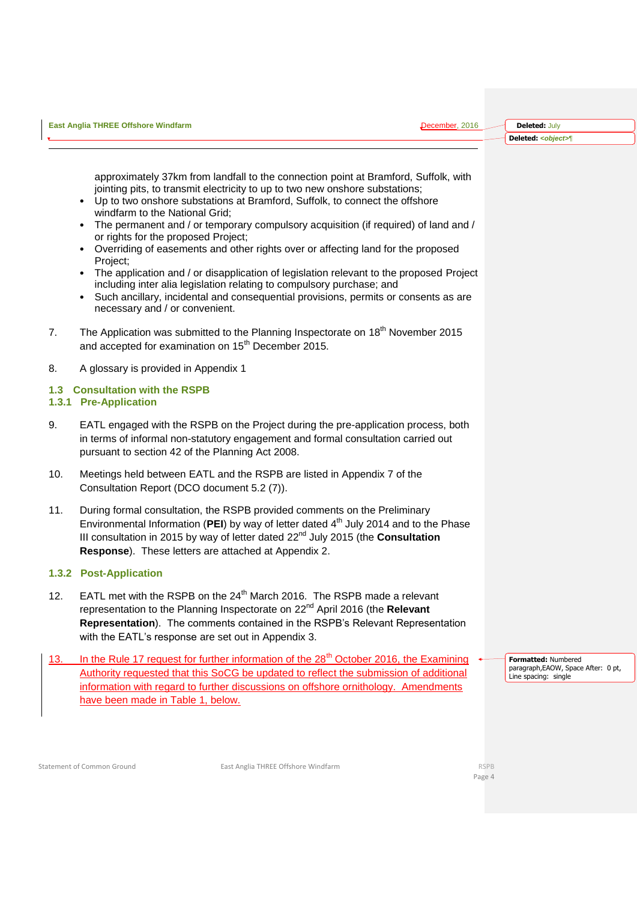approximately 37km from landfall to the connection point at Bramford, Suffolk, with jointing pits, to transmit electricity to up to two new onshore substations;

- Up to two onshore substations at Bramford, Suffolk, to connect the offshore windfarm to the National Grid;
- The permanent and / or temporary compulsory acquisition (if required) of land and / or rights for the proposed Project;
- Overriding of easements and other rights over or affecting land for the proposed Project;
- The application and / or disapplication of legislation relevant to the proposed Project including inter alia legislation relating to compulsory purchase; and
- Such ancillary, incidental and consequential provisions, permits or consents as are necessary and / or convenient.

7. The Application was submitted to the Planning Inspectorate on 18th November 2015 and accepted for examination on 15th December 2015.

8. A glossary is provided in Appendix 1

## 1.3 Consultation with the RSPB

### 1.3.1 Pre-Application

9. EATL engaged with the RSPB on the Project during the pre-application process, both in terms of informal non-statutory engagement and formal consultation carried out pursuant to section 42 of the Planning Act 2008.

10. Meetings held between EATL and the RSPB are listed in Appendix 7 of the Consultation Report (DCO document 5.2 (7)).

11. During formal consultation, the RSPB provided comments on the Preliminary Environmental Information (**PEI**) by way of letter dated 4th July 2014 and to the Phase III consultation in 2015 by way of letter dated 22nd July 2015 (the **Consultation Response**). These letters are attached at Appendix 2.

### 1.3.2 Post-Application

12. EATL met with the RSPB on the 24th March 2016. The RSPB made a relevant representation to the Planning Inspectorate on 22nd April 2016 (the **Relevant Representation**). The comments contained in the RSPB's Relevant Representation with the EATL's response are set out in Appendix 3.

13. In the Rule 17 request for further information of the 28th October 2016, the Examining Authority requested that this SoCG be updated to reflect the submission of additional information with regard to further discussions on offshore ornithology. Amendments have been made in Table 1, below.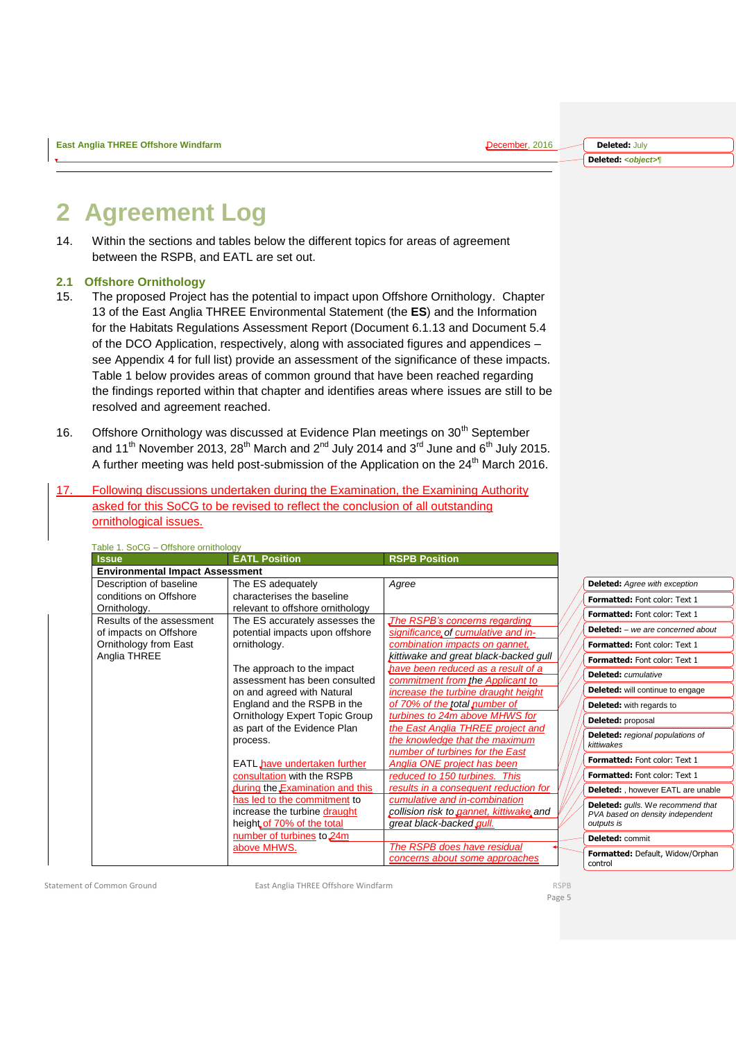# 2 Agreement Log

14. Within the sections and tables below the different topics for areas of agreement between the RSPB, and EATL are set out.

## 2.1 Offshore Ornithology

15. The proposed Project has the potential to impact upon Offshore Ornithology. Chapter 13 of the East Anglia THREE Environmental Statement (the **ES**) and the Information for the Habitats Regulations Assessment Report (Document 6.1.13 and Document 5.4 of the DCO Application, respectively, along with associated figures and appendices – see Appendix 4 for full list) provide an assessment of the significance of these impacts. Table 1 below provides areas of common ground that have been reached regarding the findings reported within that chapter and identifies areas where issues are still to be resolved and agreement reached.

16. Offshore Ornithology was discussed at Evidence Plan meetings on 30th September and 11th November 2013, 28th March and 2nd July 2014 and 3rd June and 6th July 2015. A further meeting was held post-submission of the Application on the 24th March 2016.

17. Following discussions undertaken during the Examination, the Examining Authority asked for this SoCG to be revised to reflect the conclusion of all outstanding ornithological issues.

Table 1. SoCG – Offshore ornithology

| Issue | EATL Position | RSPB Position |
|---|---|---|
| **Environmental Impact Assessment** | | |
| Description of baseline conditions on Offshore Ornithology. | The ES adequately characterises the baseline relevant to offshore ornithology | *Agree* |
| Results of the assessment of impacts on Offshore Ornithology from East Anglia THREE | The ES accurately assesses the potential impacts upon offshore ornithology.<br><br>The approach to the impact assessment has been consulted on and agreed with Natural England and the RSPB in the Ornithology Expert Topic Group as part of the Evidence Plan process.<br><br>EATL have undertaken further consultation with the RSPB during the Examination and this has led to the commitment to increase the turbine draught height of 70% of the total number of turbines to 24m above MHWS. | *The RSPB's concerns regarding significance of cumulative and in-combination impacts on gannet, kittiwake and great black-backed gull have been reduced as a result of a commitment from the Applicant to increase the turbine draught height of 70% of the total number of turbines to 24m above MHWS for the East Anglia THREE project and the knowledge that the maximum number of turbines for the East Anglia ONE project has been reduced to 150 turbines. This results in a consequent reduction for cumulative and in-combination collision risk to gannet, kittiwake and great black-backed gull.*<br><br>*The RSPB does have residual concerns about some approaches* |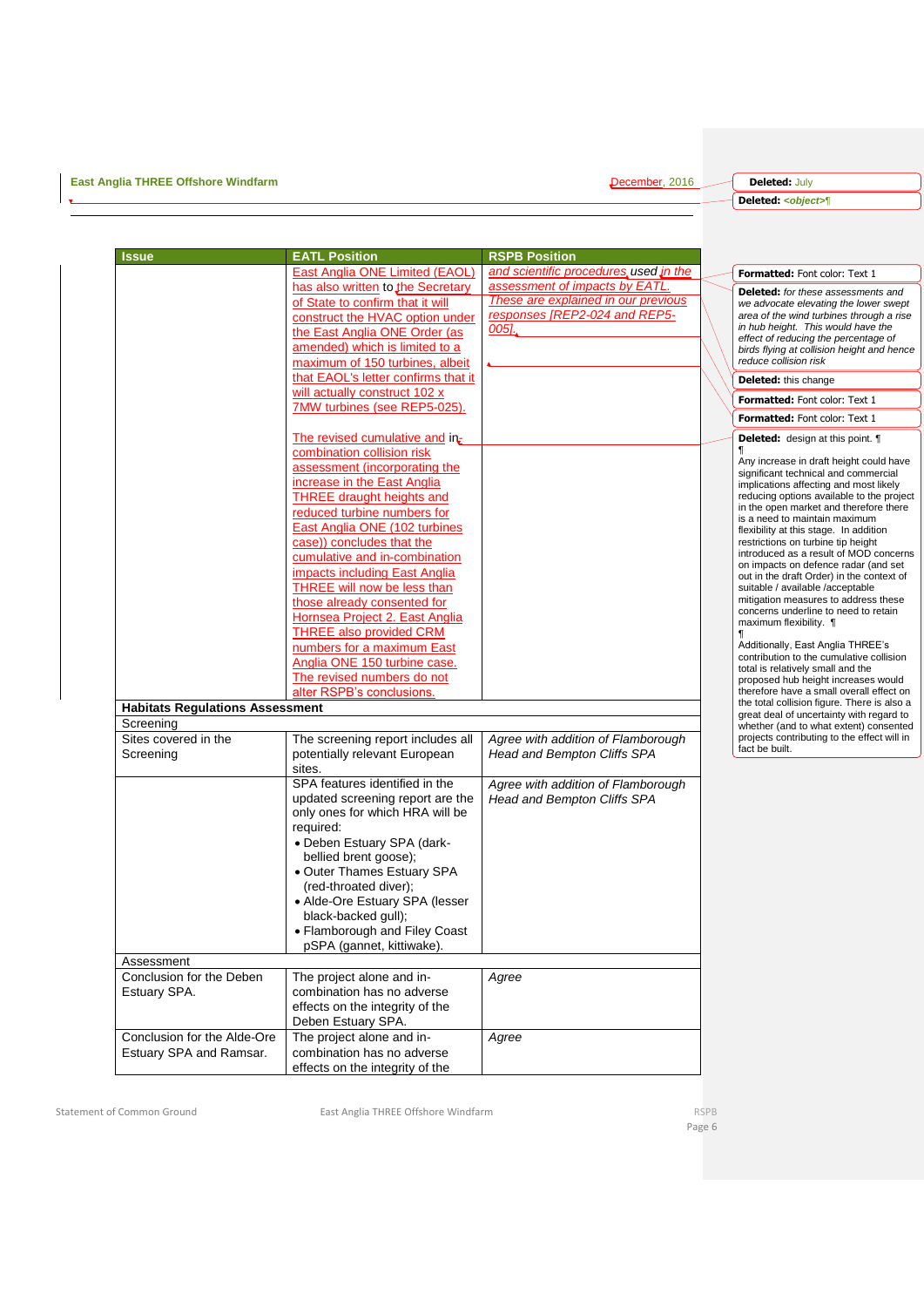| Issue | EATL Position | RSPB Position |
|---|---|---|
| | East Anglia ONE Limited (EAOL) has also written to the Secretary of State to confirm that it will construct the HVAC option under the East Anglia ONE Order (as amended) which is limited to a maximum of 150 turbines, albeit that EAOL's letter confirms that it will actually construct 102 x 7MW turbines (see REP5-025).<br><br>The revised cumulative and in-combination collision risk assessment (incorporating the increase in the East Anglia THREE draught heights and reduced turbine numbers for East Anglia ONE (102 turbines case)) concludes that the cumulative and in-combination impacts including East Anglia THREE will now be less than those already consented for Hornsea Project 2. East Anglia THREE also provided CRM numbers for a maximum East Anglia ONE 150 turbine case. The revised numbers do not alter RSPB's conclusions. | *and scientific procedures used in the assessment of impacts by EATL. These are explained in our previous responses [REP2-024 and REP5-005].* |
| **Habitats Regulations Assessment** | | |
| Screening | | |
| Sites covered in the Screening | The screening report includes all potentially relevant European sites. | *Agree with addition of Flamborough Head and Bempton Cliffs SPA* |
| | SPA features identified in the updated screening report are the only ones for which HRA will be required:<br>• Deben Estuary SPA (dark-bellied brent goose);<br>• Outer Thames Estuary SPA (red-throated diver);<br>• Alde-Ore Estuary SPA (lesser black-backed gull);<br>• Flamborough and Filey Coast pSPA (gannet, kittiwake). | *Agree with addition of Flamborough Head and Bempton Cliffs SPA* |
| Assessment | | |
| Conclusion for the Deben Estuary SPA. | The project alone and in-combination has no adverse effects on the integrity of the Deben Estuary SPA. | *Agree* |
| Conclusion for the Alde-Ore Estuary SPA and Ramsar. | The project alone and in-combination has no adverse effects on the integrity of the | *Agree* |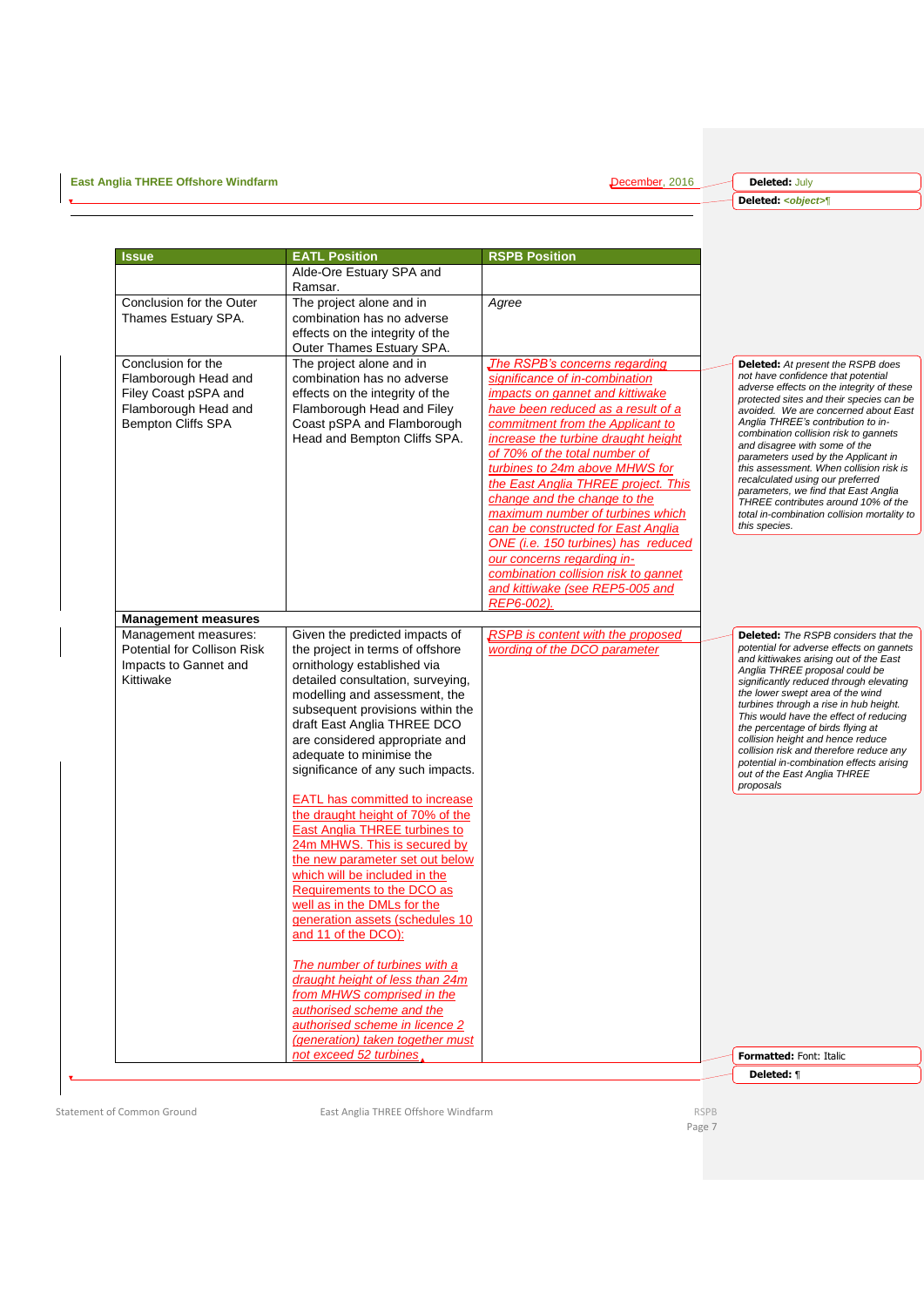| Issue | EATL Position | RSPB Position |
|---|---|---|
| | Alde-Ore Estuary SPA and Ramsar. | |
| Conclusion for the Outer Thames Estuary SPA. | The project alone and in combination has no adverse effects on the integrity of the Outer Thames Estuary SPA. | *Agree* |
| Conclusion for the Flamborough Head and Filey Coast pSPA and Flamborough Head and Bempton Cliffs SPA | The project alone and in combination has no adverse effects on the integrity of the Flamborough Head and Filey Coast pSPA and Flamborough Head and Bempton Cliffs SPA. | *The RSPB's concerns regarding significance of in-combination impacts on gannet and kittiwake have been reduced as a result of a commitment from the Applicant to increase the turbine draught height of 70% of the total number of turbines to 24m above MHWS for the East Anglia THREE project. This change and the change to the maximum number of turbines which can be constructed for East Anglia ONE (i.e. 150 turbines) has reduced our concerns regarding in-combination collision risk to gannet and kittiwake (see REP5-005 and REP6-002).* |
| **Management measures** | | |
| Management measures: Potential for Collison Risk Impacts to Gannet and Kittiwake | Given the predicted impacts of the project in terms of offshore ornithology established via detailed consultation, surveying, modelling and assessment, the subsequent provisions within the draft East Anglia THREE DCO are considered appropriate and adequate to minimise the significance of any such impacts.<br><br>EATL has committed to increase the draught height of 70% of the East Anglia THREE turbines to 24m MHWS. This is secured by the new parameter set out below which will be included in the Requirements to the DCO as well as in the DMLs for the generation assets (schedules 10 and 11 of the DCO):<br><br>*The number of turbines with a draught height of less than 24m from MHWS comprised in the authorised scheme and the authorised scheme in licence 2 (generation) taken together must not exceed 52 turbines.* | *RSPB is content with the proposed wording of the DCO parameter* |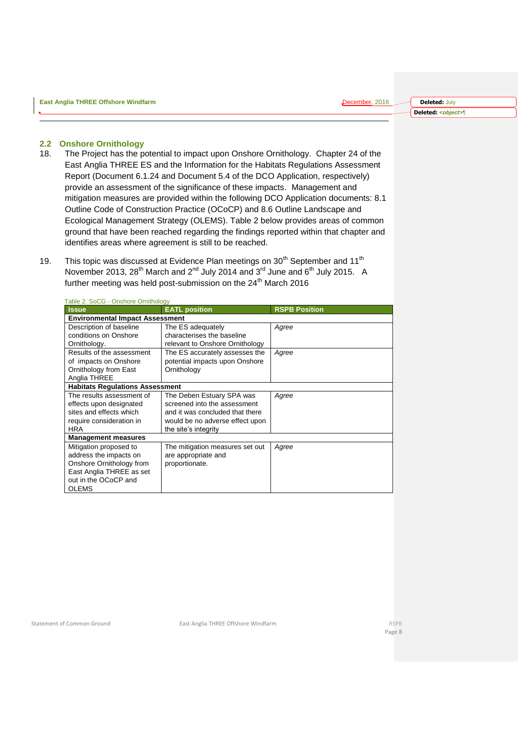## 2.2 Onshore Ornithology

18. The Project has the potential to impact upon Onshore Ornithology. Chapter 24 of the East Anglia THREE ES and the Information for the Habitats Regulations Assessment Report (Document 6.1.24 and Document 5.4 of the DCO Application, respectively) provide an assessment of the significance of these impacts. Management and mitigation measures are provided within the following DCO Application documents: 8.1 Outline Code of Construction Practice (OCoCP) and 8.6 Outline Landscape and Ecological Management Strategy (OLEMS). Table 2 below provides areas of common ground that have been reached regarding the findings reported within that chapter and identifies areas where agreement is still to be reached.

19. This topic was discussed at Evidence Plan meetings on 30th September and 11th November 2013, 28th March and 2nd July 2014 and 3rd June and 6th July 2015. A further meeting was held post-submission on the 24th March 2016

Table 2. SoCG - Onshore Ornithology

| Issue | EATL position | RSPB Position |
|---|---|---|
| **Environmental Impact Assessment** | | |
| Description of baseline conditions on Onshore Ornithology. | The ES adequately characterises the baseline relevant to Onshore Ornithology | *Agree* |
| Results of the assessment of impacts on Onshore Ornithology from East Anglia THREE | The ES accurately assesses the potential impacts upon Onshore Ornithology | *Agree* |
| **Habitats Regulations Assessment** | | |
| The results assessment of effects upon designated sites and effects which require consideration in HRA | The Deben Estuary SPA was screened into the assessment and it was concluded that there would be no adverse effect upon the site's integrity | *Agree* |
| **Management measures** | | |
| Mitigation proposed to address the impacts on Onshore Ornithology from East Anglia THREE as set out in the OCoCP and OLEMS | The mitigation measures set out are appropriate and proportionate. | *Agree* |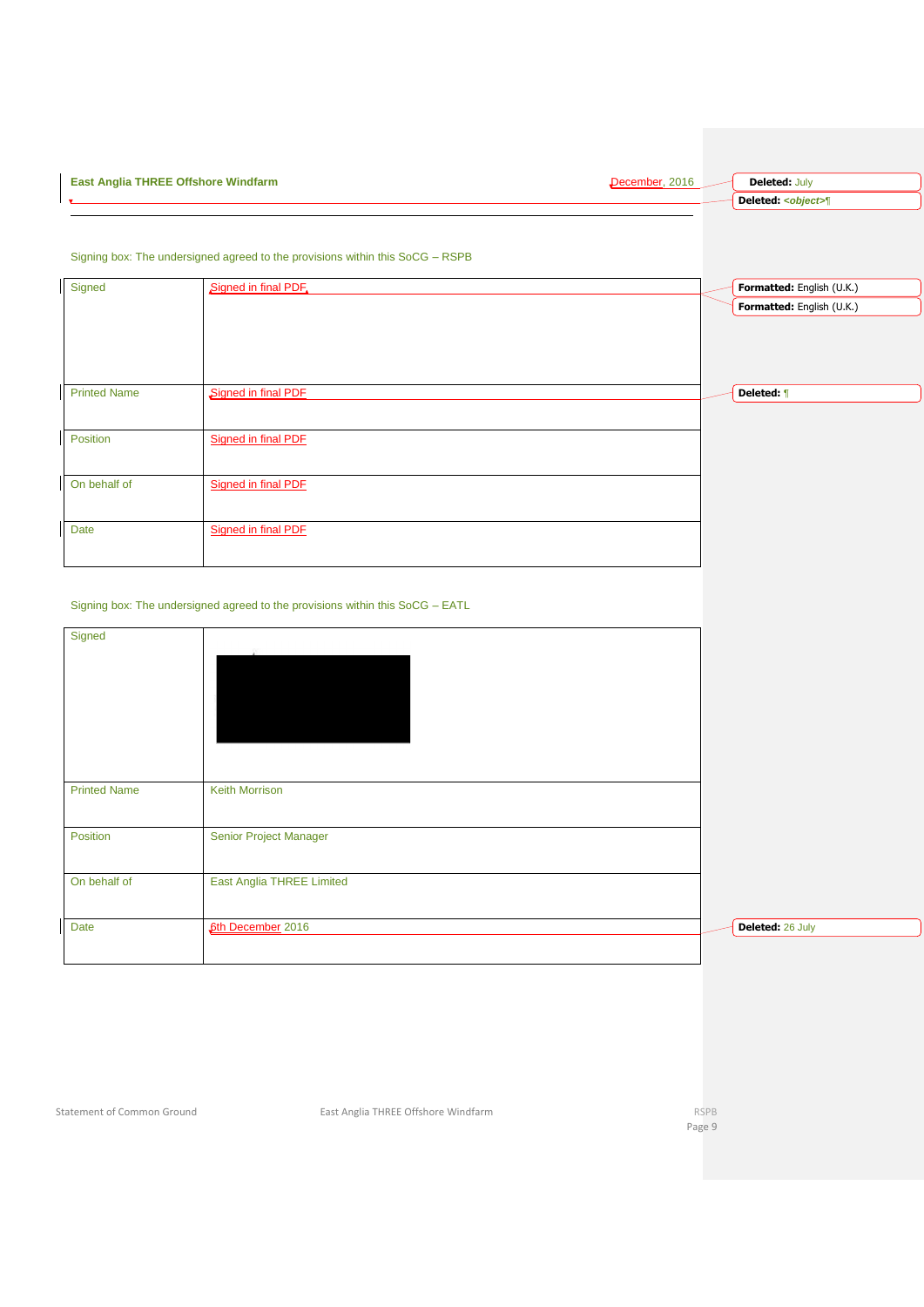Signing box: The undersigned agreed to the provisions within this SoCG – RSPB

| Signed | Signed in final PDF |
|---|---|
| Printed Name | Signed in final PDF |
| Position | Signed in final PDF |
| On behalf of | Signed in final PDF |
| Date | Signed in final PDF |

Signing box: The undersigned agreed to the provisions within this SoCG – EATL

| Signed | |
|---|---|
| Printed Name | Keith Morrison |
| Position | Senior Project Manager |
| On behalf of | East Anglia THREE Limited |
| Date | 6th December 2016 |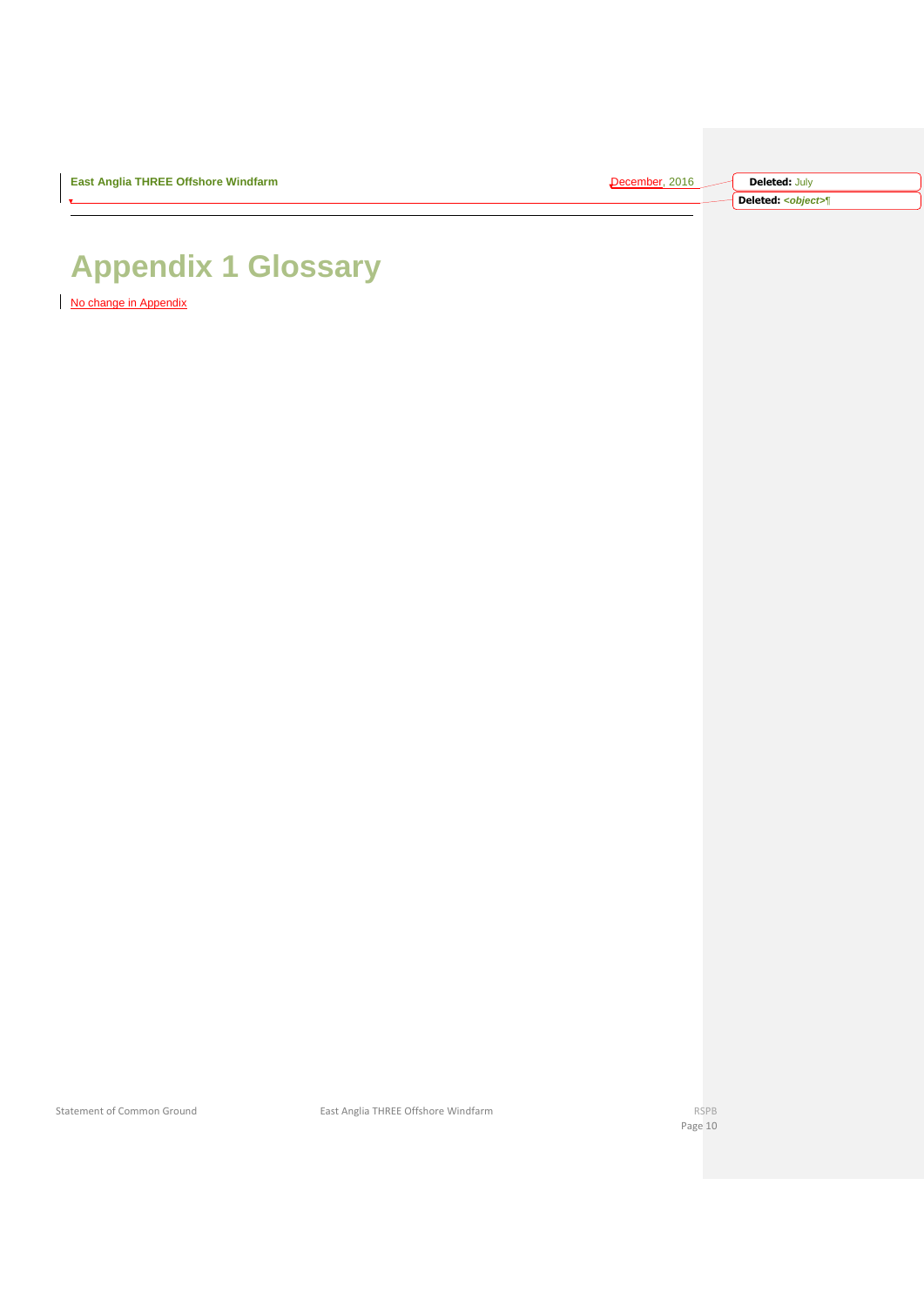# Appendix 1 Glossary

No change in Appendix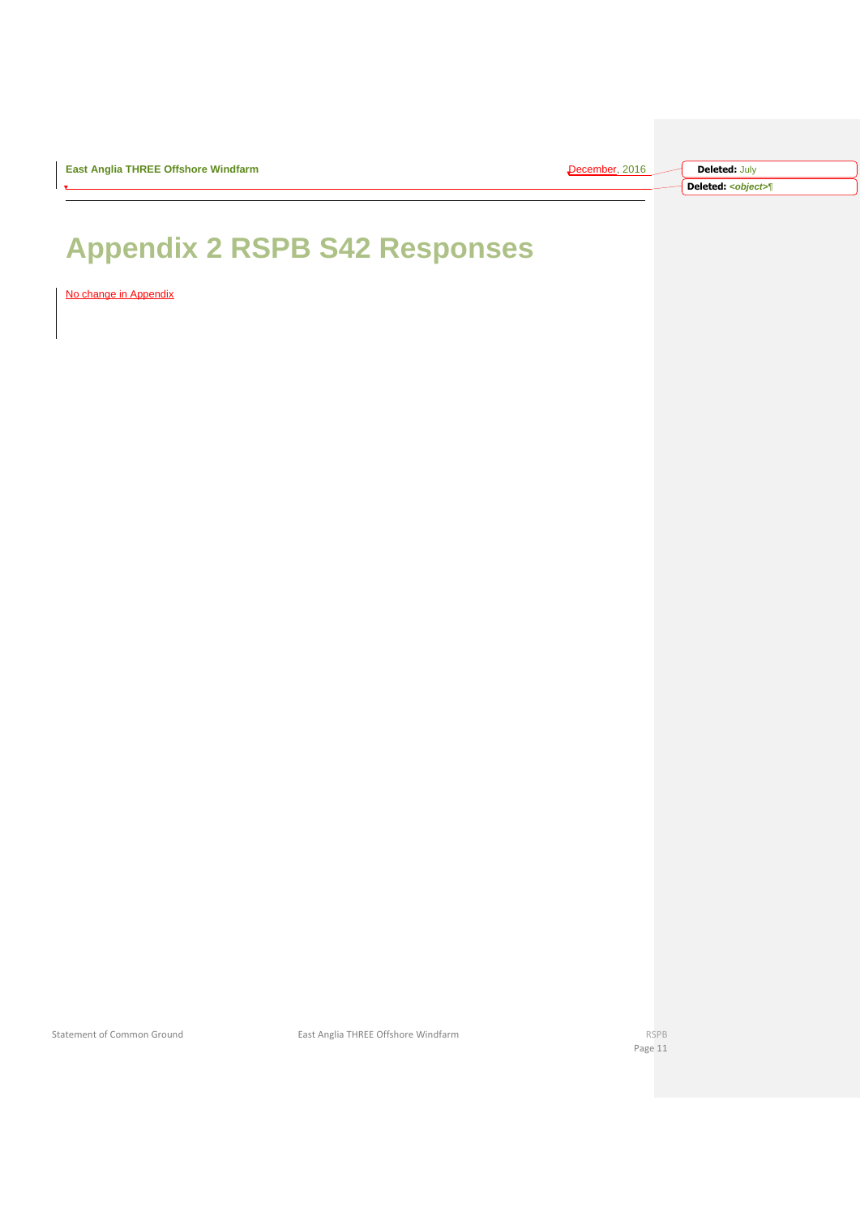# Appendix 2 RSPB S42 Responses

No change in Appendix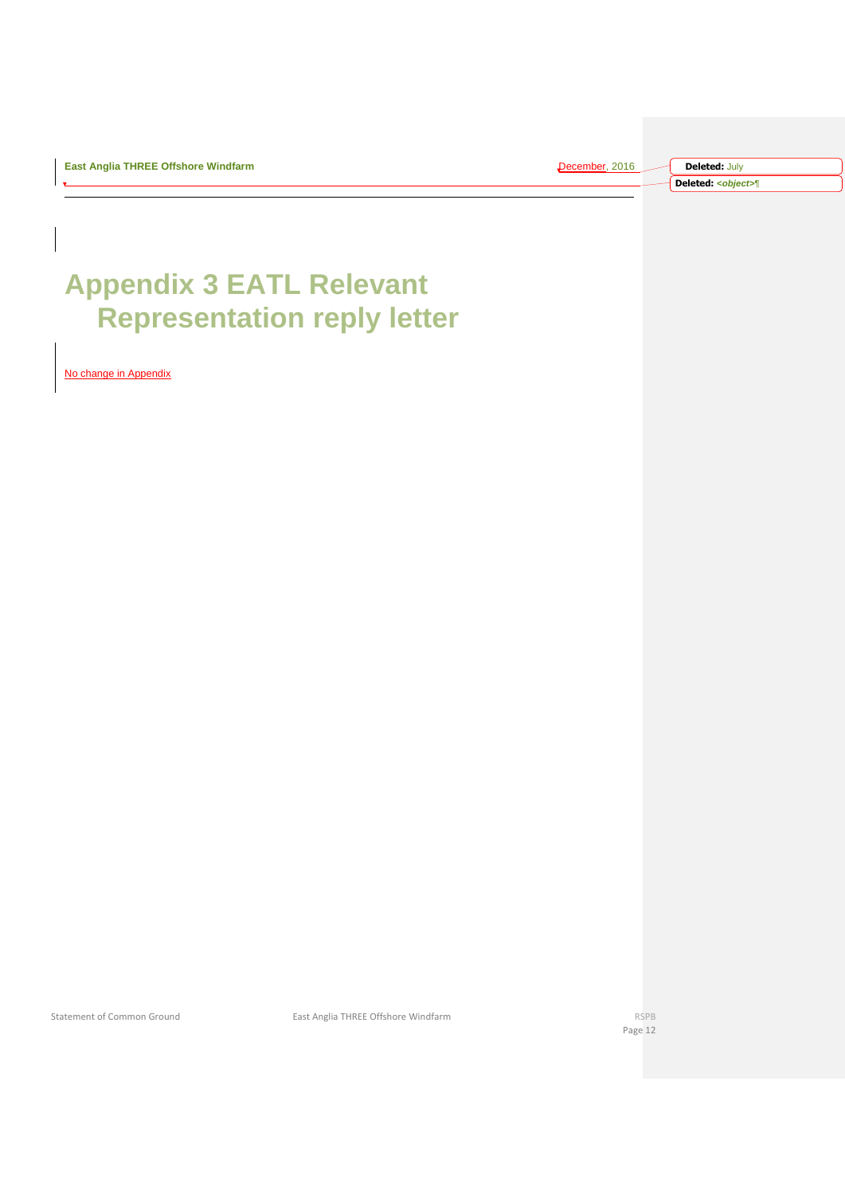# Appendix 3 EATL Relevant Representation reply letter

No change in Appendix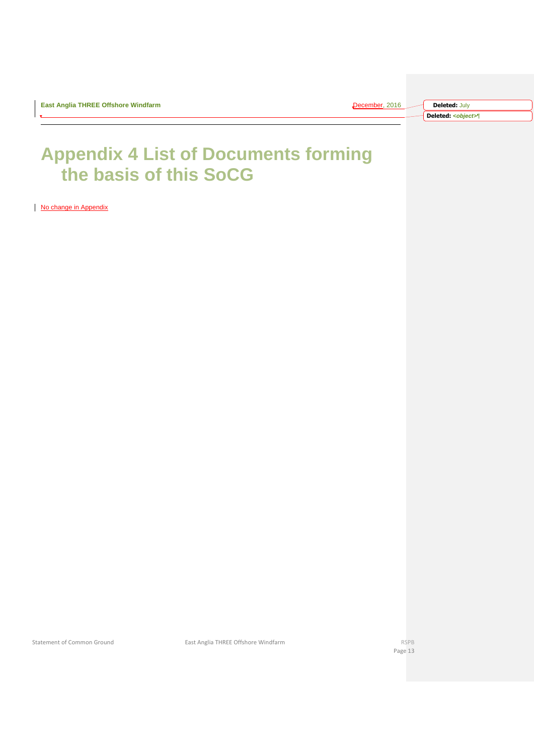# Appendix 4 List of Documents forming the basis of this SoCG

No change in Appendix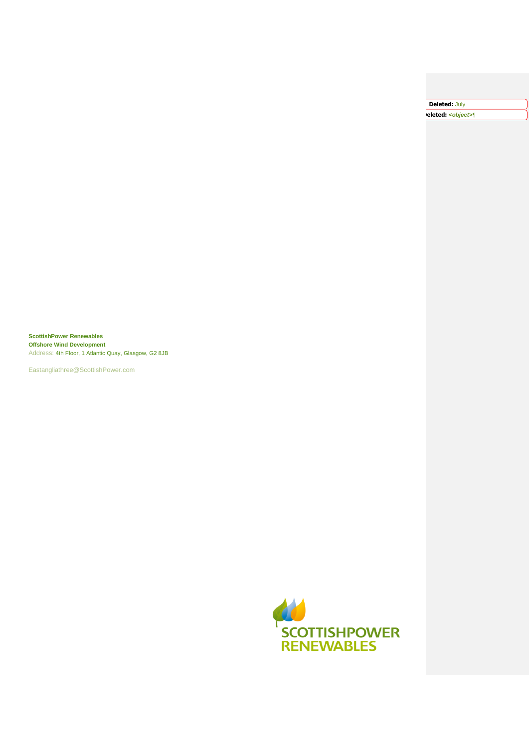Deleted: July

Deleted: <object>¶

**ScottishPower Renewables**
**Offshore Wind Development**
Address: 4th Floor, 1 Atlantic Quay, Glasgow, G2 8JB

Eastangliathree@ScottishPower.com

SCOTTISHPOWER RENEWABLES